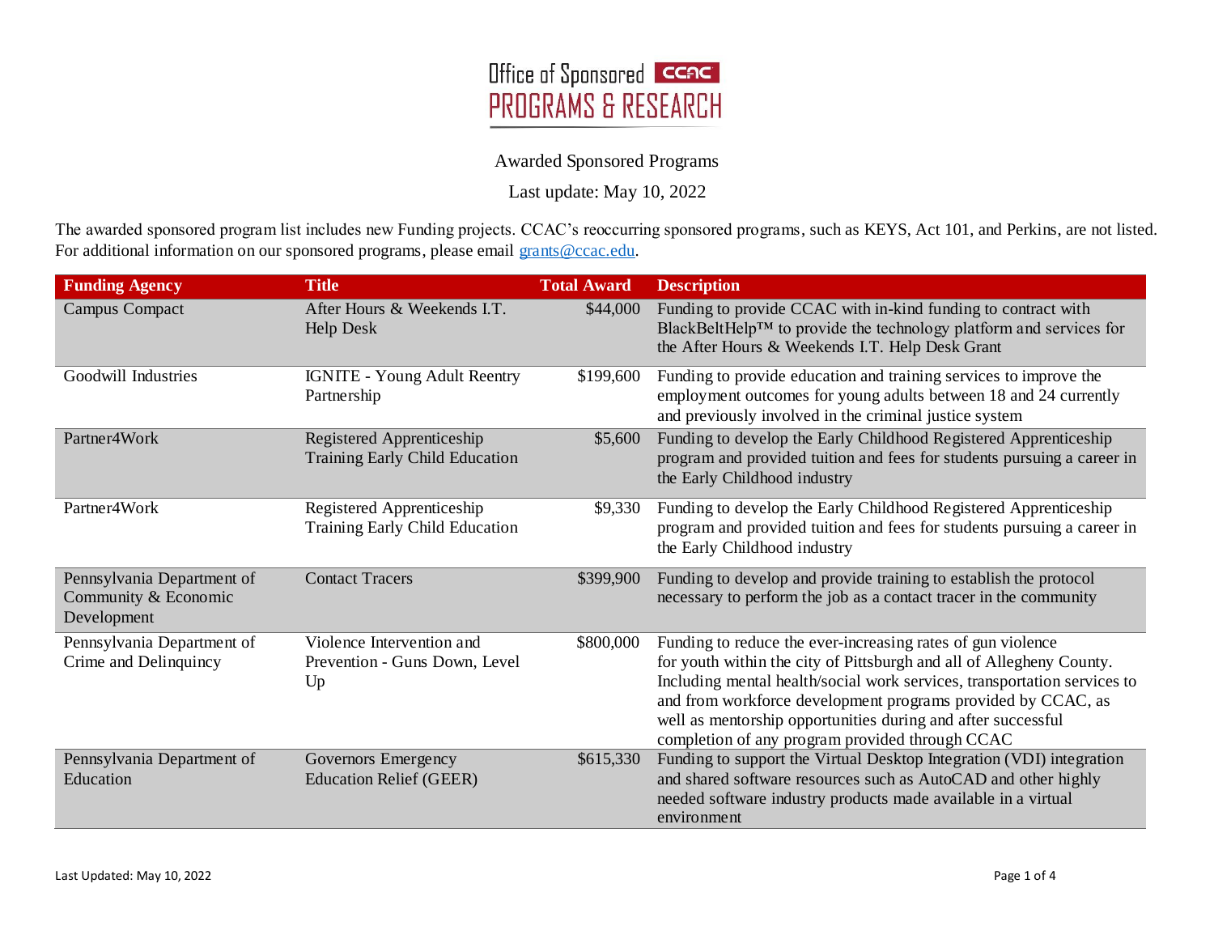Office of Sponsored CCAC
PROGRAMS & RESEARCH

Awarded Sponsored Programs

Last update: May 10, 2022

The awarded sponsored program list includes new Funding projects. CCAC's reoccurring sponsored programs, such as KEYS, Act 101, and Perkins, are not listed. For additional information on our sponsored programs, please email grants@ccac.edu.

| Funding Agency | Title | Total Award | Description |
| --- | --- | --- | --- |
| Campus Compact | After Hours & Weekends I.T. Help Desk | $44,000 | Funding to provide CCAC with in-kind funding to contract with BlackBeltHelp™ to provide the technology platform and services for the After Hours & Weekends I.T. Help Desk Grant |
| Goodwill Industries | IGNITE - Young Adult Reentry Partnership | $199,600 | Funding to provide education and training services to improve the employment outcomes for young adults between 18 and 24 currently and previously involved in the criminal justice system |
| Partner4Work | Registered Apprenticeship Training Early Child Education | $5,600 | Funding to develop the Early Childhood Registered Apprenticeship program and provided tuition and fees for students pursuing a career in the Early Childhood industry |
| Partner4Work | Registered Apprenticeship Training Early Child Education | $9,330 | Funding to develop the Early Childhood Registered Apprenticeship program and provided tuition and fees for students pursuing a career in the Early Childhood industry |
| Pennsylvania Department of Community & Economic Development | Contact Tracers | $399,900 | Funding to develop and provide training to establish the protocol necessary to perform the job as a contact tracer in the community |
| Pennsylvania Department of Crime and Delinquincy | Violence Intervention and Prevention - Guns Down, Level Up | $800,000 | Funding to reduce the ever-increasing rates of gun violence for youth within the city of Pittsburgh and all of Allegheny County. Including mental health/social work services, transportation services to and from workforce development programs provided by CCAC, as well as mentorship opportunities during and after successful completion of any program provided through CCAC |
| Pennsylvania Department of Education | Governors Emergency Education Relief (GEER) | $615,330 | Funding to support the Virtual Desktop Integration (VDI) integration and shared software resources such as AutoCAD and other highly needed software industry products made available in a virtual environment |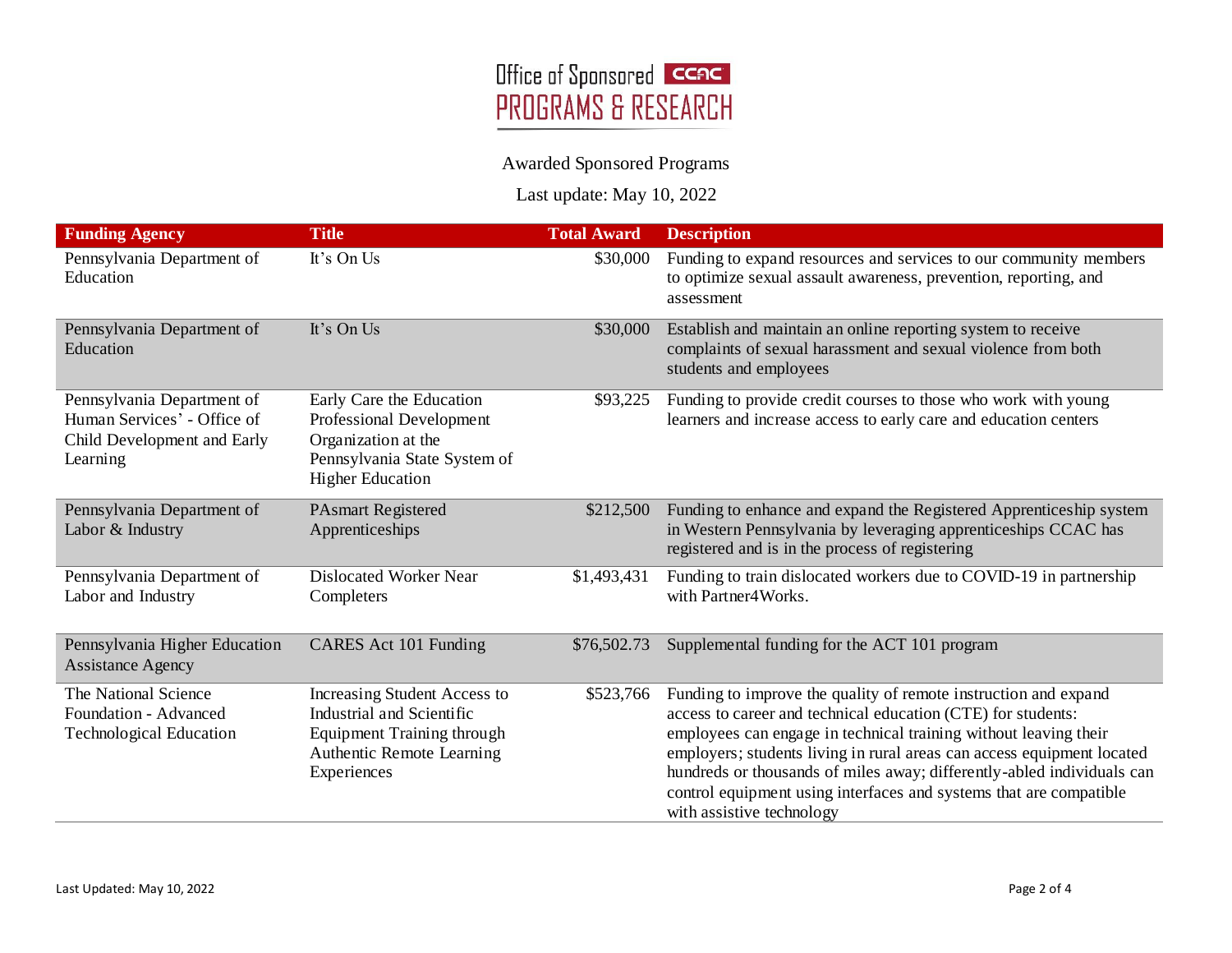Office of Sponsored CCAC PROGRAMS & RESEARCH

Awarded Sponsored Programs

Last update: May 10, 2022

| Funding Agency | Title | Total Award | Description |
|---|---|---|---|
| Pennsylvania Department of Education | It's On Us | $30,000 | Funding to expand resources and services to our community members to optimize sexual assault awareness, prevention, reporting, and assessment |
| Pennsylvania Department of Education | It's On Us | $30,000 | Establish and maintain an online reporting system to receive complaints of sexual harassment and sexual violence from both students and employees |
| Pennsylvania Department of Human Services' - Office of Child Development and Early Learning | Early Care the Education Professional Development Organization at the Pennsylvania State System of Higher Education | $93,225 | Funding to provide credit courses to those who work with young learners and increase access to early care and education centers |
| Pennsylvania Department of Labor & Industry | PAsmart Registered Apprenticeships | $212,500 | Funding to enhance and expand the Registered Apprenticeship system in Western Pennsylvania by leveraging apprenticeships CCAC has registered and is in the process of registering |
| Pennsylvania Department of Labor and Industry | Dislocated Worker Near Completers | $1,493,431 | Funding to train dislocated workers due to COVID-19 in partnership with Partner4Works. |
| Pennsylvania Higher Education Assistance Agency | CARES Act 101 Funding | $76,502.73 | Supplemental funding for the ACT 101 program |
| The National Science Foundation - Advanced Technological Education | Increasing Student Access to Industrial and Scientific Equipment Training through Authentic Remote Learning Experiences | $523,766 | Funding to improve the quality of remote instruction and expand access to career and technical education (CTE) for students: employees can engage in technical training without leaving their employers; students living in rural areas can access equipment located hundreds or thousands of miles away; differently-abled individuals can control equipment using interfaces and systems that are compatible with assistive technology |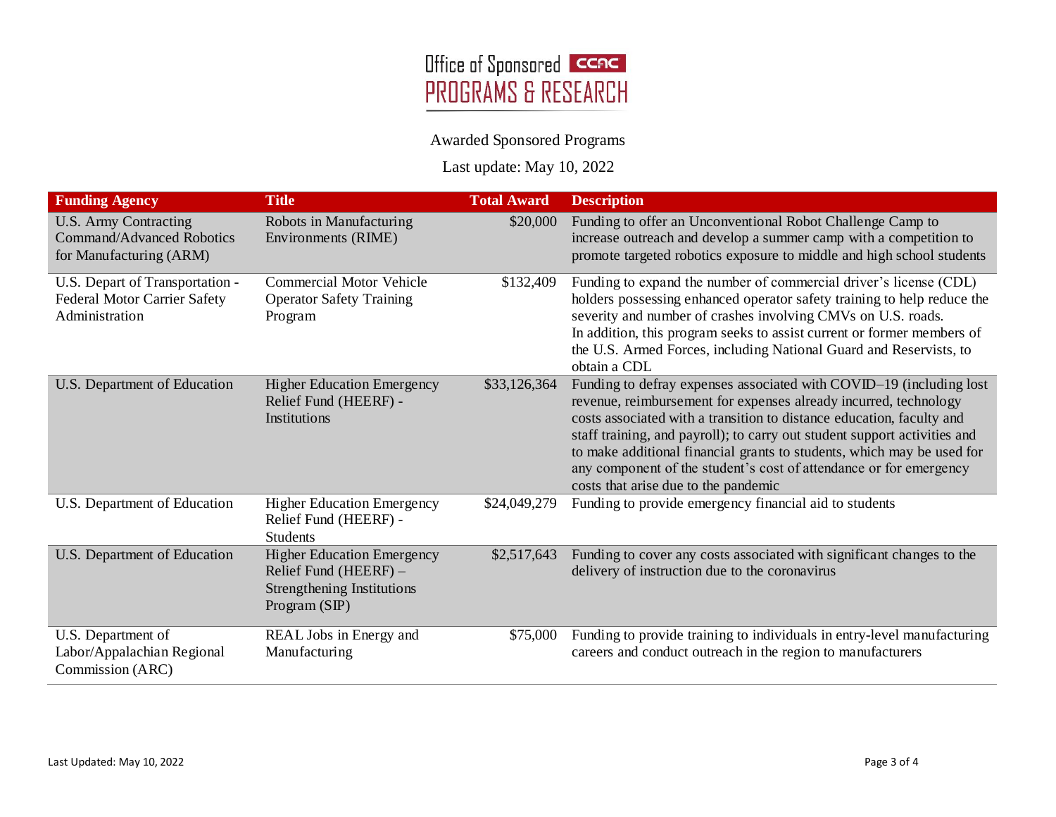Office of Sponsored CCAC PROGRAMS & RESEARCH

Awarded Sponsored Programs

Last update: May 10, 2022

| Funding Agency | Title | Total Award | Description |
|---|---|---|---|
| U.S. Army Contracting Command/Advanced Robotics for Manufacturing (ARM) | Robots in Manufacturing Environments (RIME) | $20,000 | Funding to offer an Unconventional Robot Challenge Camp to increase outreach and develop a summer camp with a competition to promote targeted robotics exposure to middle and high school students |
| U.S. Depart of Transportation - Federal Motor Carrier Safety Administration | Commercial Motor Vehicle Operator Safety Training Program | $132,409 | Funding to expand the number of commercial driver's license (CDL) holders possessing enhanced operator safety training to help reduce the severity and number of crashes involving CMVs on U.S. roads. In addition, this program seeks to assist current or former members of the U.S. Armed Forces, including National Guard and Reservists, to obtain a CDL |
| U.S. Department of Education | Higher Education Emergency Relief Fund (HEERF) - Institutions | $33,126,364 | Funding to defray expenses associated with COVID–19 (including lost revenue, reimbursement for expenses already incurred, technology costs associated with a transition to distance education, faculty and staff training, and payroll); to carry out student support activities and to make additional financial grants to students, which may be used for any component of the student's cost of attendance or for emergency costs that arise due to the pandemic |
| U.S. Department of Education | Higher Education Emergency Relief Fund (HEERF) - Students | $24,049,279 | Funding to provide emergency financial aid to students |
| U.S. Department of Education | Higher Education Emergency Relief Fund (HEERF) – Strengthening Institutions Program (SIP) | $2,517,643 | Funding to cover any costs associated with significant changes to the delivery of instruction due to the coronavirus |
| U.S. Department of Labor/Appalachian Regional Commission (ARC) | REAL Jobs in Energy and Manufacturing | $75,000 | Funding to provide training to individuals in entry-level manufacturing careers and conduct outreach in the region to manufacturers |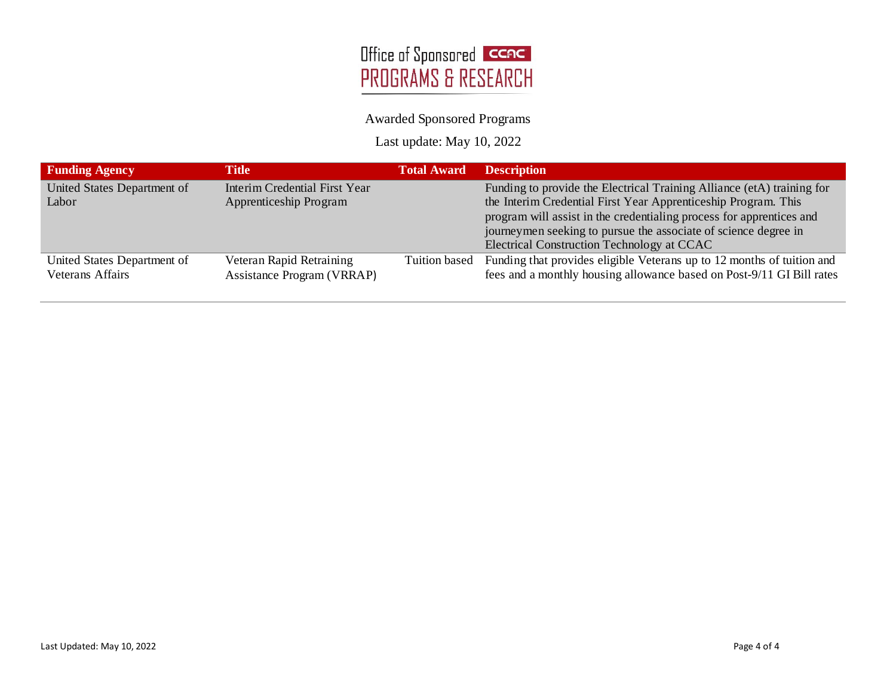Office of Sponsored CCAC PROGRAMS & RESEARCH

Awarded Sponsored Programs

Last update: May 10, 2022

| Funding Agency | Title | Total Award | Description |
| --- | --- | --- | --- |
| United States Department of Labor | Interim Credential First Year Apprenticeship Program | | Funding to provide the Electrical Training Alliance (etA) training for the Interim Credential First Year Apprenticeship Program. This program will assist in the credentialing process for apprentices and journeymen seeking to pursue the associate of science degree in Electrical Construction Technology at CCAC |
| United States Department of Veterans Affairs | Veteran Rapid Retraining Assistance Program (VRRAP) | Tuition based | Funding that provides eligible Veterans up to 12 months of tuition and fees and a monthly housing allowance based on Post-9/11 GI Bill rates |